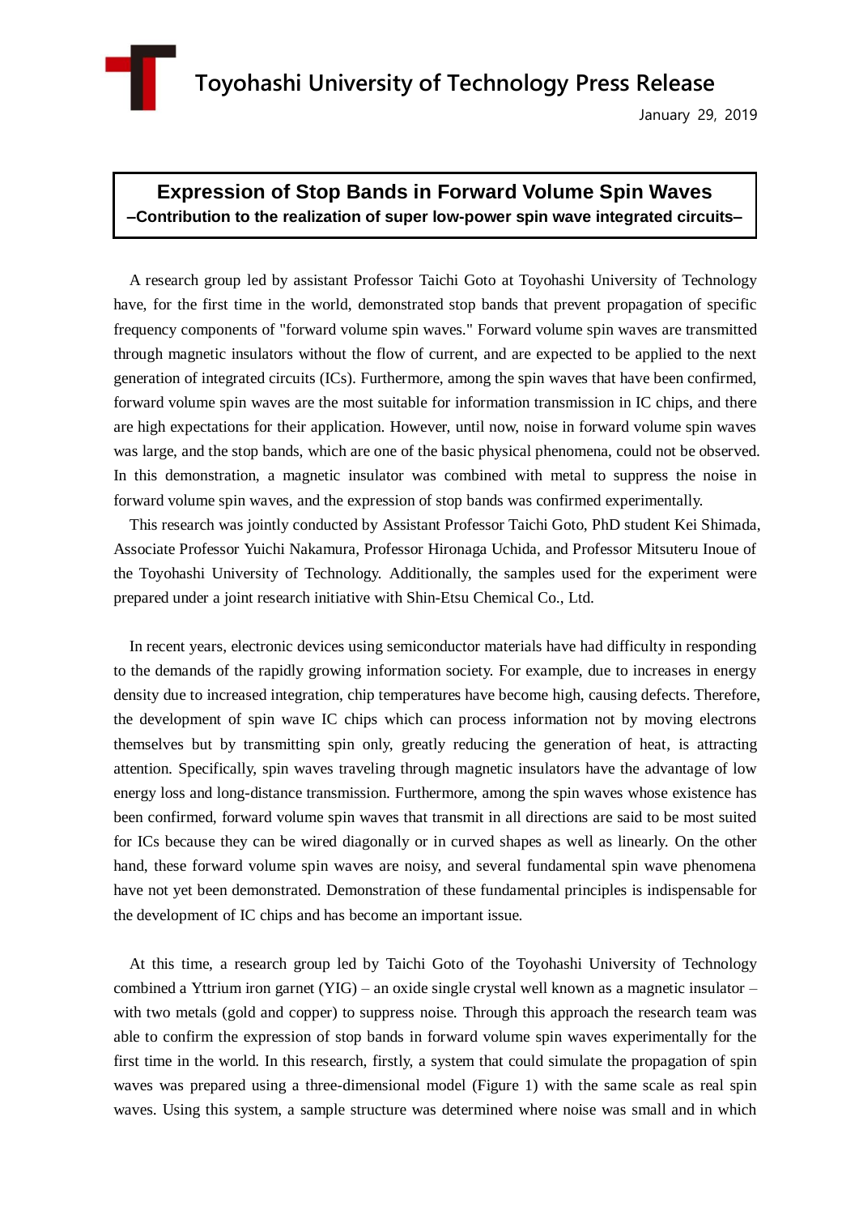Toyohashi University of Technology Press Release

January 29, 2019

# Expression of Stop Bands in Forward Volume Spin Waves

**–Contribution to the realization of super low-power spin wave integrated circuits–**

A research group led by assistant Professor Taichi Goto at Toyohashi University of Technology have, for the first time in the world, demonstrated stop bands that prevent propagation of specific frequency components of "forward volume spin waves." Forward volume spin waves are transmitted through magnetic insulators without the flow of current, and are expected to be applied to the next generation of integrated circuits (ICs). Furthermore, among the spin waves that have been confirmed, forward volume spin waves are the most suitable for information transmission in IC chips, and there are high expectations for their application. However, until now, noise in forward volume spin waves was large, and the stop bands, which are one of the basic physical phenomena, could not be observed. In this demonstration, a magnetic insulator was combined with metal to suppress the noise in forward volume spin waves, and the expression of stop bands was confirmed experimentally.

This research was jointly conducted by Assistant Professor Taichi Goto, PhD student Kei Shimada, Associate Professor Yuichi Nakamura, Professor Hironaga Uchida, and Professor Mitsuteru Inoue of the Toyohashi University of Technology. Additionally, the samples used for the experiment were prepared under a joint research initiative with Shin-Etsu Chemical Co., Ltd.

In recent years, electronic devices using semiconductor materials have had difficulty in responding to the demands of the rapidly growing information society. For example, due to increases in energy density due to increased integration, chip temperatures have become high, causing defects. Therefore, the development of spin wave IC chips which can process information not by moving electrons themselves but by transmitting spin only, greatly reducing the generation of heat, is attracting attention. Specifically, spin waves traveling through magnetic insulators have the advantage of low energy loss and long-distance transmission. Furthermore, among the spin waves whose existence has been confirmed, forward volume spin waves that transmit in all directions are said to be most suited for ICs because they can be wired diagonally or in curved shapes as well as linearly. On the other hand, these forward volume spin waves are noisy, and several fundamental spin wave phenomena have not yet been demonstrated. Demonstration of these fundamental principles is indispensable for the development of IC chips and has become an important issue.

At this time, a research group led by Taichi Goto of the Toyohashi University of Technology combined a Yttrium iron garnet (YIG) – an oxide single crystal well known as a magnetic insulator – with two metals (gold and copper) to suppress noise. Through this approach the research team was able to confirm the expression of stop bands in forward volume spin waves experimentally for the first time in the world. In this research, firstly, a system that could simulate the propagation of spin waves was prepared using a three-dimensional model (Figure 1) with the same scale as real spin waves. Using this system, a sample structure was determined where noise was small and in which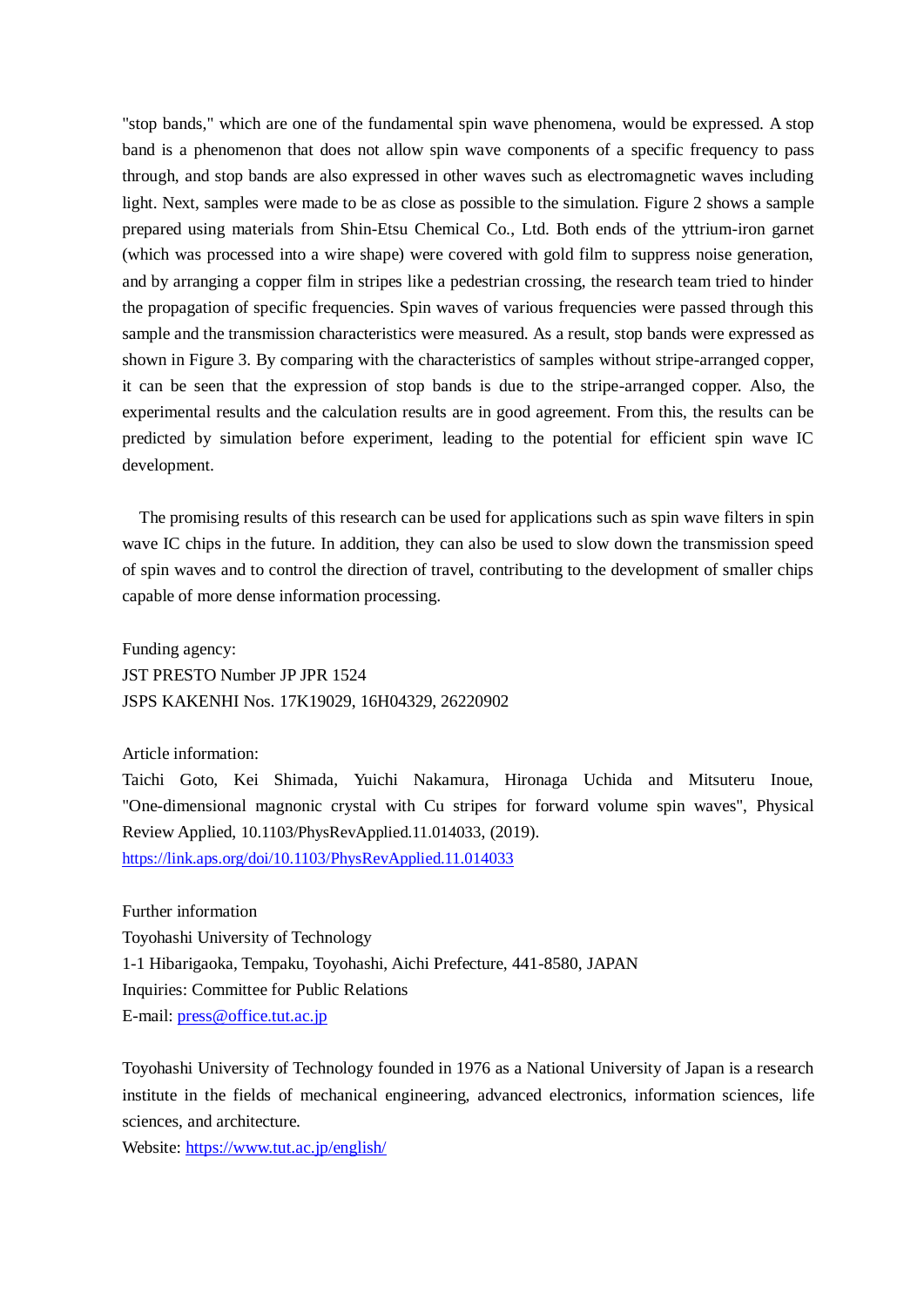"stop bands," which are one of the fundamental spin wave phenomena, would be expressed. A stop band is a phenomenon that does not allow spin wave components of a specific frequency to pass through, and stop bands are also expressed in other waves such as electromagnetic waves including light. Next, samples were made to be as close as possible to the simulation. Figure 2 shows a sample prepared using materials from Shin-Etsu Chemical Co., Ltd. Both ends of the yttrium-iron garnet (which was processed into a wire shape) were covered with gold film to suppress noise generation, and by arranging a copper film in stripes like a pedestrian crossing, the research team tried to hinder the propagation of specific frequencies. Spin waves of various frequencies were passed through this sample and the transmission characteristics were measured. As a result, stop bands were expressed as shown in Figure 3. By comparing with the characteristics of samples without stripe-arranged copper, it can be seen that the expression of stop bands is due to the stripe-arranged copper. Also, the experimental results and the calculation results are in good agreement. From this, the results can be predicted by simulation before experiment, leading to the potential for efficient spin wave IC development.

The promising results of this research can be used for applications such as spin wave filters in spin wave IC chips in the future. In addition, they can also be used to slow down the transmission speed of spin waves and to control the direction of travel, contributing to the development of smaller chips capable of more dense information processing.

Funding agency:
JST PRESTO Number JP JPR 1524
JSPS KAKENHI Nos. 17K19029, 16H04329, 26220902

Article information:
Taichi Goto, Kei Shimada, Yuichi Nakamura, Hironaga Uchida and Mitsuteru Inoue, "One-dimensional magnonic crystal with Cu stripes for forward volume spin waves", Physical Review Applied, 10.1103/PhysRevApplied.11.014033, (2019).
https://link.aps.org/doi/10.1103/PhysRevApplied.11.014033

Further information
Toyohashi University of Technology
1-1 Hibarigaoka, Tempaku, Toyohashi, Aichi Prefecture, 441-8580, JAPAN
Inquiries: Committee for Public Relations
E-mail: press@office.tut.ac.jp

Toyohashi University of Technology founded in 1976 as a National University of Japan is a research institute in the fields of mechanical engineering, advanced electronics, information sciences, life sciences, and architecture.
Website: https://www.tut.ac.jp/english/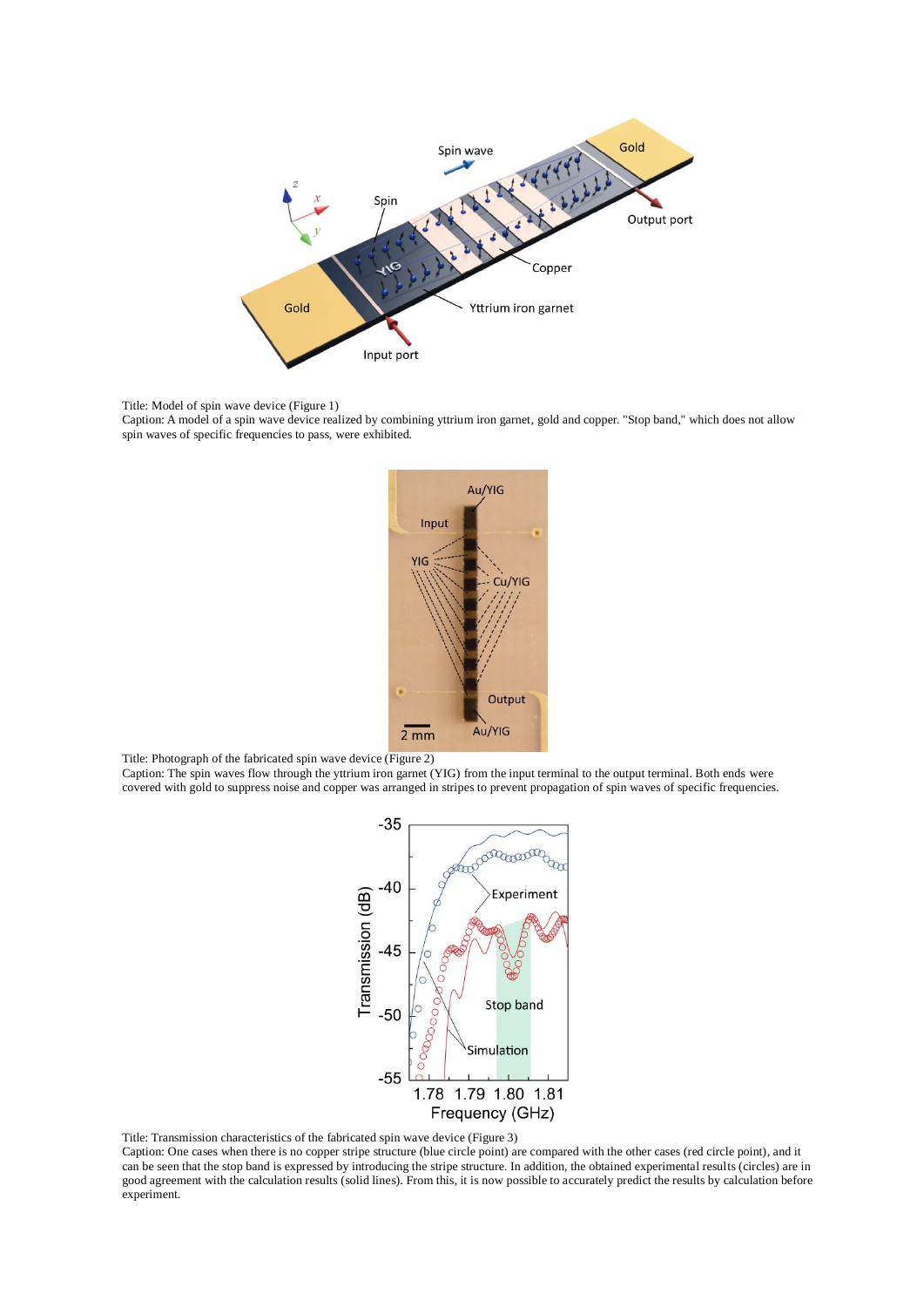Spin wave

Spin

Gold

Output port

Copper

Yttrium iron garnet

Gold

Input port

YIG

Title: Model of spin wave device (Figure 1)

Caption: A model of a spin wave device realized by combining yttrium iron garnet, gold and copper. "Stop band," which does not allow spin waves of specific frequencies to pass, were exhibited.

Au/YIG

Input

YIG

Cu/YIG

Output

2 mm

Au/YIG

Title: Photograph of the fabricated spin wave device (Figure 2)

Caption: The spin waves flow through the yttrium iron garnet (YIG) from the input terminal to the output terminal. Both ends were covered with gold to suppress noise and copper was arranged in stripes to prevent propagation of spin waves of specific frequencies.

-35

-40

-45

-50

-55

Transmission (dB)

Experiment

Stop band

Simulation

1.78 1.79 1.80 1.81

Frequency (GHz)

Title: Transmission characteristics of the fabricated spin wave device (Figure 3)

Caption: One cases when there is no copper stripe structure (blue circle point) are compared with the other cases (red circle point), and it can be seen that the stop band is expressed by introducing the stripe structure. In addition, the obtained experimental results (circles) are in good agreement with the calculation results (solid lines). From this, it is now possible to accurately predict the results by calculation before experiment.